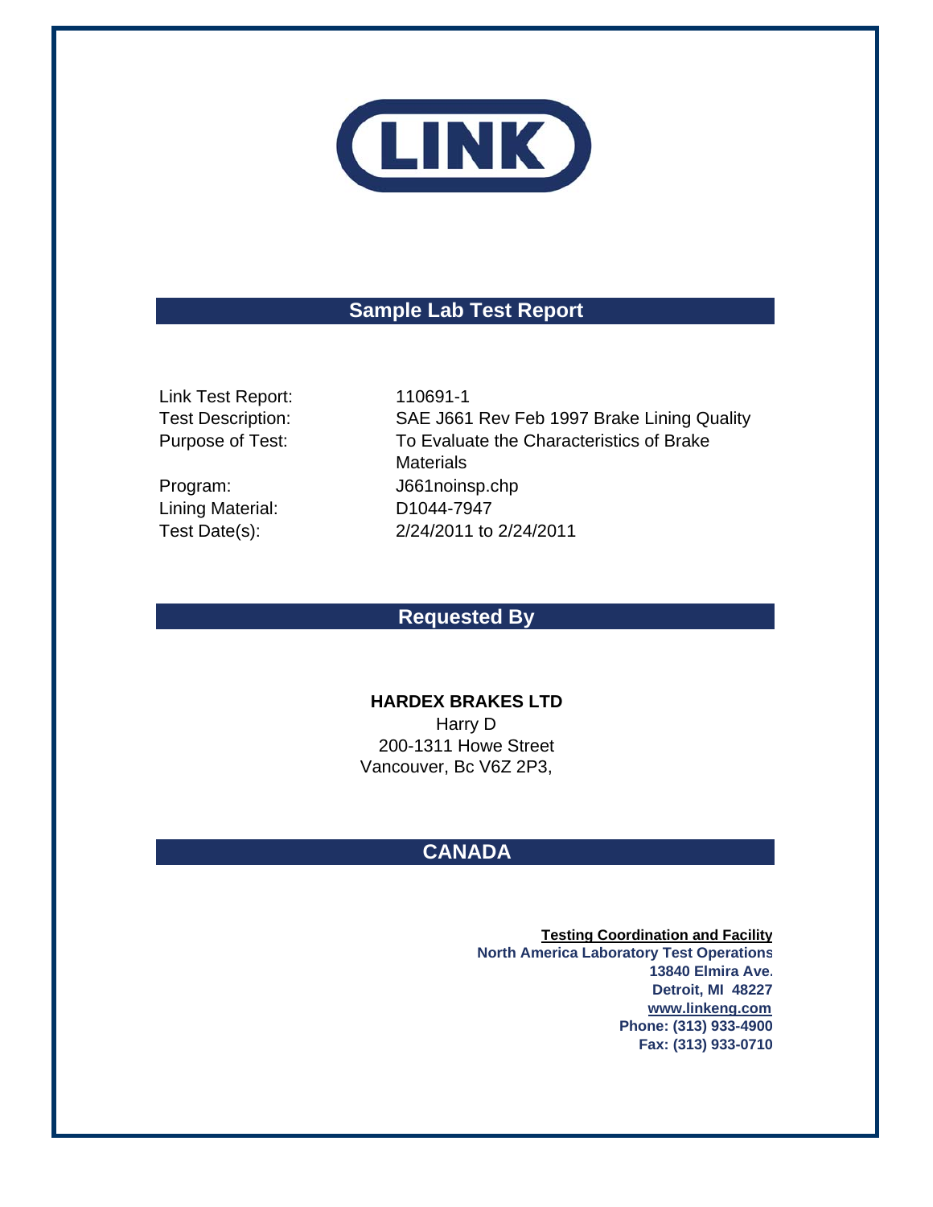LINK

## Sample Lab Test Report

Link Test Report: 110691-1
Test Description: SAE J661 Rev Feb 1997 Brake Lining Quality
Purpose of Test: To Evaluate the Characteristics of Brake Materials
Program: J661noinsp.chp
Lining Material: D1044-7947
Test Date(s): 2/24/2011 to 2/24/2011

## Requested By

**HARDEX BRAKES LTD**
Harry D
200-1311 Howe Street
Vancouver, Bc V6Z 2P3,

## CANADA

**Testing Coordination and Facility**
**North America Laboratory Test Operations**
**13840 Elmira Ave.**
**Detroit, MI 48227**
**www.linkeng.com**
**Phone: (313) 933-4900**
**Fax: (313) 933-0710**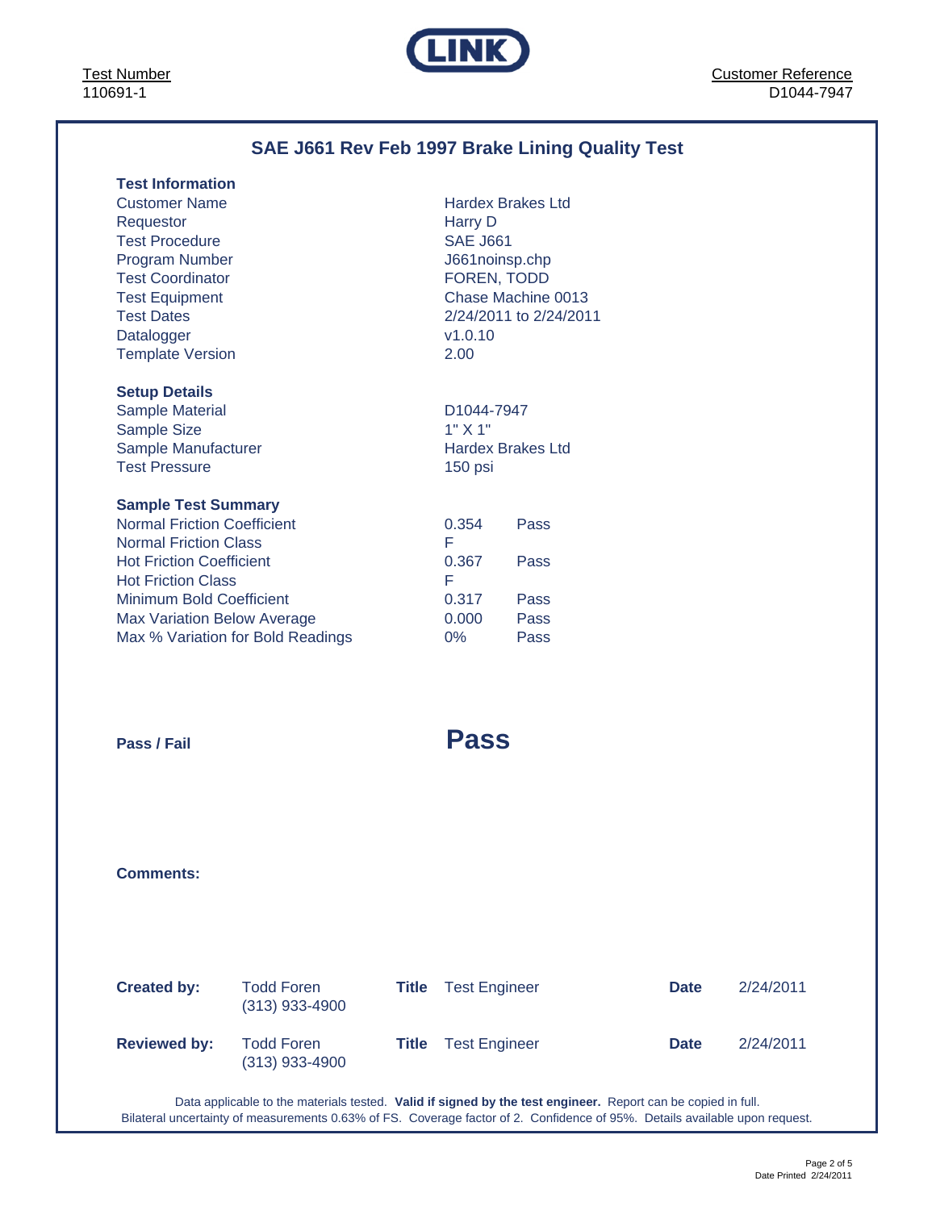Test Number
110691-1

**LINK**

Customer Reference
D1044-7947

## SAE J661 Rev Feb 1997 Brake Lining Quality Test

### Test Information

| | |
|---|---|
| Customer Name | Hardex Brakes Ltd |
| Requestor | Harry D |
| Test Procedure | SAE J661 |
| Program Number | J661noinsp.chp |
| Test Coordinator | FOREN, TODD |
| Test Equipment | Chase Machine 0013 |
| Test Dates | 2/24/2011 to 2/24/2011 |
| Datalogger | v1.0.10 |
| Template Version | 2.00 |

### Setup Details

| | |
|---|---|
| Sample Material | D1044-7947 |
| Sample Size | 1" X 1" |
| Sample Manufacturer | Hardex Brakes Ltd |
| Test Pressure | 150 psi |

### Sample Test Summary

| | | |
|---|---|---|
| Normal Friction Coefficient | 0.354 | Pass |
| Normal Friction Class | F | |
| Hot Friction Coefficient | 0.367 | Pass |
| Hot Friction Class | F | |
| Minimum Bold Coefficient | 0.317 | Pass |
| Max Variation Below Average | 0.000 | Pass |
| Max % Variation for Bold Readings | 0% | Pass |

**Pass / Fail** **Pass**

**Comments:**

| | | | | | |
|---|---|---|---|---|---|
| **Created by:** | Todd Foren (313) 933-4900 | **Title** | Test Engineer | **Date** | 2/24/2011 |
| **Reviewed by:** | Todd Foren (313) 933-4900 | **Title** | Test Engineer | **Date** | 2/24/2011 |

Data applicable to the materials tested. **Valid if signed by the test engineer.** Report can be copied in full.
Bilateral uncertainty of measurements 0.63% of FS. Coverage factor of 2. Confidence of 95%. Details available upon request.

Date Printed 2/24/2011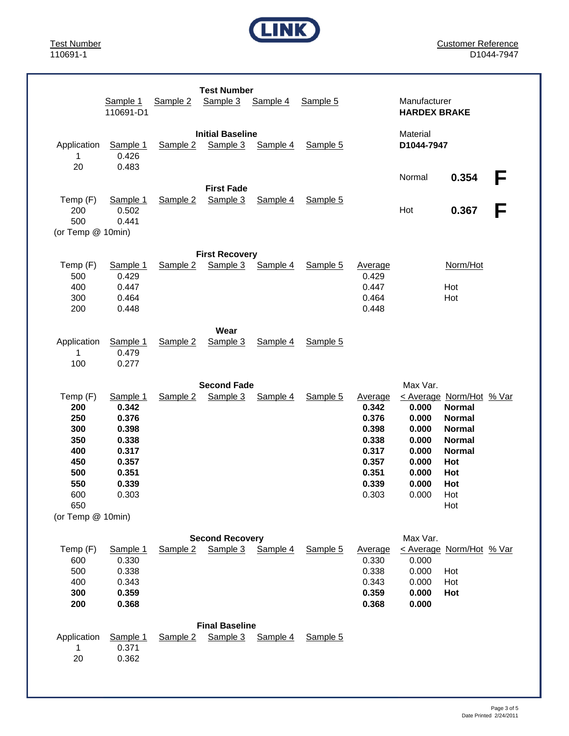Test Number
110691-1

Customer Reference
D1044-7947

## Test Number

| | Sample 1 | Sample 2 | Sample 3 | Sample 4 | Sample 5 |
|---|---|---|---|---|---|
| | 110691-D1 | | | | |

Manufacturer
**HARDEX BRAKE**

Material
**D1044-7947**

| | | |
|---|---|---|
| Normal | **0.354** | **F** |
| Hot | **0.367** | **F** |

## Initial Baseline

| Application | Sample 1 | Sample 2 | Sample 3 | Sample 4 | Sample 5 |
|---|---|---|---|---|---|
| 1 | 0.426 | | | | |
| 20 | 0.483 | | | | |

## First Fade

| Temp (F) | Sample 1 | Sample 2 | Sample 3 | Sample 4 | Sample 5 |
|---|---|---|---|---|---|
| 200 | 0.502 | | | | |
| 500 | 0.441 | | | | |
| (or Temp @ 10min) | | | | | |

## First Recovery

| Temp (F) | Sample 1 | Sample 2 | Sample 3 | Sample 4 | Sample 5 | Average | Norm/Hot |
|---|---|---|---|---|---|---|---|
| 500 | 0.429 | | | | | 0.429 | |
| 400 | 0.447 | | | | | 0.447 | Hot |
| 300 | 0.464 | | | | | 0.464 | Hot |
| 200 | 0.448 | | | | | 0.448 | |

## Wear

| Application | Sample 1 | Sample 2 | Sample 3 | Sample 4 | Sample 5 |
|---|---|---|---|---|---|
| 1 | 0.479 | | | | |
| 100 | 0.277 | | | | |

## Second Fade

| Temp (F) | Sample 1 | Sample 2 | Sample 3 | Sample 4 | Sample 5 | Average | Max Var. < Average | Norm/Hot | % Var |
|---|---|---|---|---|---|---|---|---|---|
| **200** | **0.342** | | | | | **0.342** | **0.000** | **Normal** | |
| **250** | **0.376** | | | | | **0.376** | **0.000** | **Normal** | |
| **300** | **0.398** | | | | | **0.398** | **0.000** | **Normal** | |
| **350** | **0.338** | | | | | **0.338** | **0.000** | **Normal** | |
| **400** | **0.317** | | | | | **0.317** | **0.000** | **Normal** | |
| **450** | **0.357** | | | | | **0.357** | **0.000** | **Hot** | |
| **500** | **0.351** | | | | | **0.351** | **0.000** | **Hot** | |
| **550** | **0.339** | | | | | **0.339** | **0.000** | **Hot** | |
| 600 | 0.303 | | | | | 0.303 | 0.000 | Hot | |
| 650 | | | | | | | | Hot | |
| (or Temp @ 10min) | | | | | | | | | |

## Second Recovery

| Temp (F) | Sample 1 | Sample 2 | Sample 3 | Sample 4 | Sample 5 | Average | Max Var. < Average | Norm/Hot | % Var |
|---|---|---|---|---|---|---|---|---|---|
| 600 | 0.330 | | | | | 0.330 | 0.000 | | |
| 500 | 0.338 | | | | | 0.338 | 0.000 | Hot | |
| 400 | 0.343 | | | | | 0.343 | 0.000 | Hot | |
| **300** | **0.359** | | | | | **0.359** | **0.000** | **Hot** | |
| **200** | **0.368** | | | | | **0.368** | **0.000** | | |

## Final Baseline

| Application | Sample 1 | Sample 2 | Sample 3 | Sample 4 | Sample 5 |
|---|---|---|---|---|---|
| 1 | 0.371 | | | | |
| 20 | 0.362 | | | | |

Date Printed 2/24/2011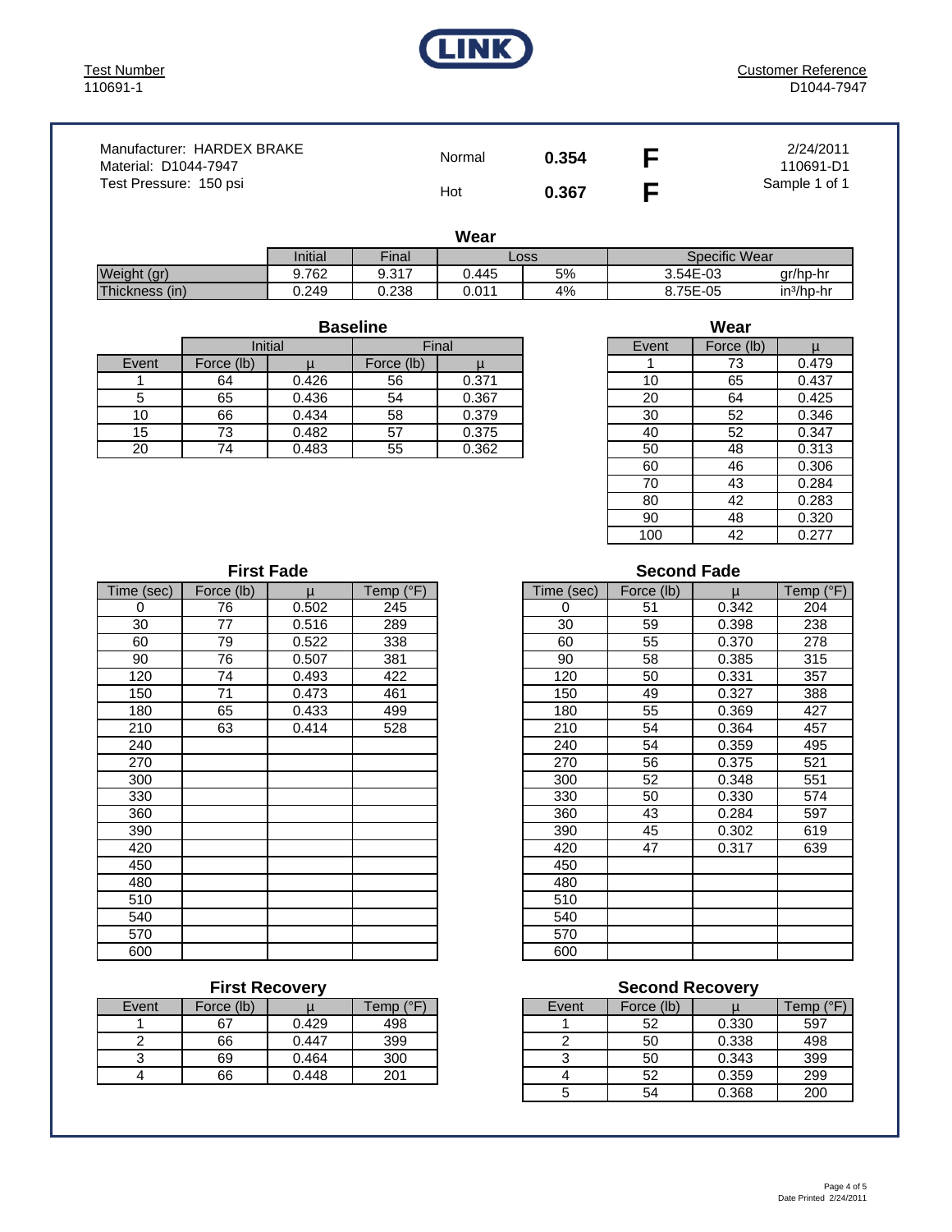LINK

Test Number
110691-1

Customer Reference
D1044-7947

Manufacturer: HARDEX BRAKE
Material: D1044-7947
Test Pressure: 150 psi

| | | |
|---|---|---|
| Normal | **0.354** | **F** |
| Hot | **0.367** | **F** |

2/24/2011
110691-D1
Sample 1 of 1

### Wear

| | Initial | Final | Loss | | Specific Wear | |
|---|---|---|---|---|---|---|
| Weight (gr) | 9.762 | 9.317 | 0.445 | 5% | 3.54E-03 | gr/hp-hr |
| Thickness (in) | 0.249 | 0.238 | 0.011 | 4% | 8.75E-05 | in³/hp-hr |

### Baseline

| | Initial | | Final | |
|---|---|---|---|---|
| Event | Force (lb) | μ | Force (lb) | μ |
| 1 | 64 | 0.426 | 56 | 0.371 |
| 5 | 65 | 0.436 | 54 | 0.367 |
| 10 | 66 | 0.434 | 58 | 0.379 |
| 15 | 73 | 0.482 | 57 | 0.375 |
| 20 | 74 | 0.483 | 55 | 0.362 |

### Wear

| Event | Force (lb) | μ |
|---|---|---|
| 1 | 73 | 0.479 |
| 10 | 65 | 0.437 |
| 20 | 64 | 0.425 |
| 30 | 52 | 0.346 |
| 40 | 52 | 0.347 |
| 50 | 48 | 0.313 |
| 60 | 46 | 0.306 |
| 70 | 43 | 0.284 |
| 80 | 42 | 0.283 |
| 90 | 48 | 0.320 |
| 100 | 42 | 0.277 |

### First Fade

| Time (sec) | Force (lb) | μ | Temp (°F) |
|---|---|---|---|
| 0 | 76 | 0.502 | 245 |
| 30 | 77 | 0.516 | 289 |
| 60 | 79 | 0.522 | 338 |
| 90 | 76 | 0.507 | 381 |
| 120 | 74 | 0.493 | 422 |
| 150 | 71 | 0.473 | 461 |
| 180 | 65 | 0.433 | 499 |
| 210 | 63 | 0.414 | 528 |
| 240 | | | |
| 270 | | | |
| 300 | | | |
| 330 | | | |
| 360 | | | |
| 390 | | | |
| 420 | | | |
| 450 | | | |
| 480 | | | |
| 510 | | | |
| 540 | | | |
| 570 | | | |
| 600 | | | |

### Second Fade

| Time (sec) | Force (lb) | μ | Temp (°F) |
|---|---|---|---|
| 0 | 51 | 0.342 | 204 |
| 30 | 59 | 0.398 | 238 |
| 60 | 55 | 0.370 | 278 |
| 90 | 58 | 0.385 | 315 |
| 120 | 50 | 0.331 | 357 |
| 150 | 49 | 0.327 | 388 |
| 180 | 55 | 0.369 | 427 |
| 210 | 54 | 0.364 | 457 |
| 240 | 54 | 0.359 | 495 |
| 270 | 56 | 0.375 | 521 |
| 300 | 52 | 0.348 | 551 |
| 330 | 50 | 0.330 | 574 |
| 360 | 43 | 0.284 | 597 |
| 390 | 45 | 0.302 | 619 |
| 420 | 47 | 0.317 | 639 |
| 450 | | | |
| 480 | | | |
| 510 | | | |
| 540 | | | |
| 570 | | | |
| 600 | | | |

### First Recovery

| Event | Force (lb) | μ | Temp (°F) |
|---|---|---|---|
| 1 | 67 | 0.429 | 498 |
| 2 | 66 | 0.447 | 399 |
| 3 | 69 | 0.464 | 300 |
| 4 | 66 | 0.448 | 201 |

### Second Recovery

| Event | Force (lb) | μ | Temp (°F) |
|---|---|---|---|
| 1 | 52 | 0.330 | 597 |
| 2 | 50 | 0.338 | 498 |
| 3 | 50 | 0.343 | 399 |
| 4 | 52 | 0.359 | 299 |
| 5 | 54 | 0.368 | 200 |

Date Printed 2/24/2011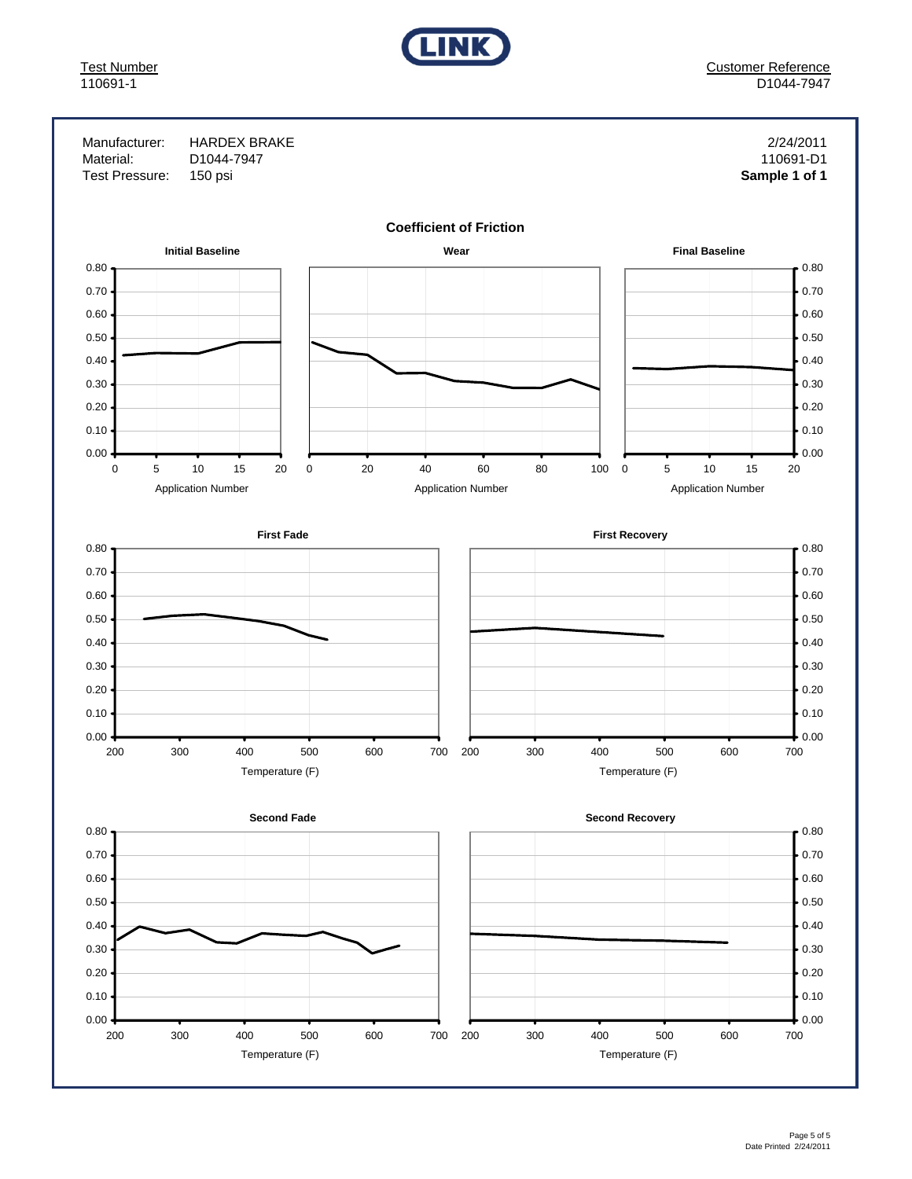Test Number
110691-1

Customer Reference
D1044-7947

Manufacturer: HARDEX BRAKE
Material: D1044-7947
Test Pressure: 150 psi

2/24/2011
110691-D1
**Sample 1 of 1**

## Coefficient of Friction

**Initial Baseline**

0.80
0.70
0.60
0.50
0.40
0.30
0.20
0.10
0.00

0 5 10 15 20

Application Number

**Wear**

0 20 40 60 80 100

Application Number

**Final Baseline**

0.80
0.70
0.60
0.50
0.40
0.30
0.20
0.10
0.00

0 5 10 15 20

Application Number

**First Fade**

0.80
0.70
0.60
0.50
0.40
0.30
0.20
0.10
0.00

200 300 400 500 600 700

Temperature (F)

**First Recovery**

0.80
0.70
0.60
0.50
0.40
0.30
0.20
0.10
0.00

200 300 400 500 600 700

Temperature (F)

**Second Fade**

0.80
0.70
0.60
0.50
0.40
0.30
0.20
0.10
0.00

200 300 400 500 600 700

Temperature (F)

**Second Recovery**

0.80
0.70
0.60
0.50
0.40
0.30
0.20
0.10
0.00

200 300 400 500 600 700

Temperature (F)

Date Printed 2/24/2011